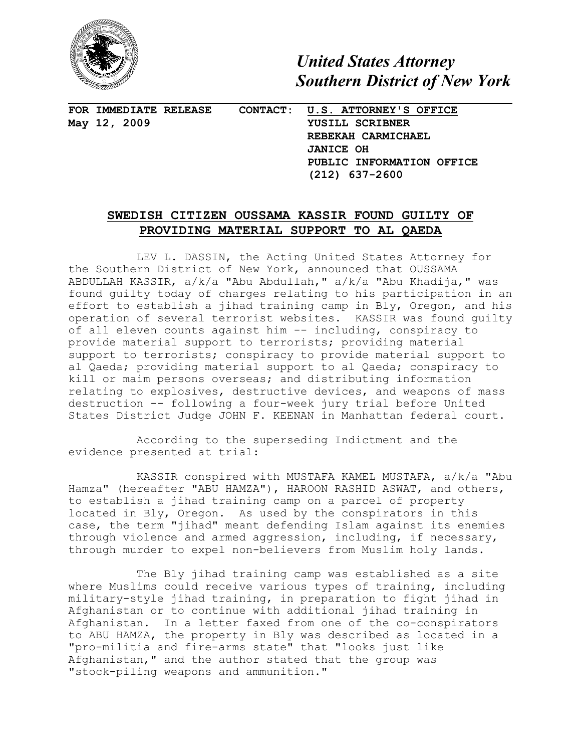# *United States Attorney*
# *Southern District of New York*

**FOR IMMEDIATE RELEASE**
**May 12, 2009**

**CONTACT:** **U.S. ATTORNEY'S OFFICE**
**YUSILL SCRIBNER**
**REBEKAH CARMICHAEL**
**JANICE OH**
**PUBLIC INFORMATION OFFICE**
**(212) 637-2600**

## SWEDISH CITIZEN OUSSAMA KASSIR FOUND GUILTY OF PROVIDING MATERIAL SUPPORT TO AL QAEDA

LEV L. DASSIN, the Acting United States Attorney for the Southern District of New York, announced that OUSSAMA ABDULLAH KASSIR, a/k/a "Abu Abdullah," a/k/a "Abu Khadija," was found guilty today of charges relating to his participation in an effort to establish a jihad training camp in Bly, Oregon, and his operation of several terrorist websites. KASSIR was found guilty of all eleven counts against him -- including, conspiracy to provide material support to terrorists; providing material support to terrorists; conspiracy to provide material support to al Qaeda; providing material support to al Qaeda; conspiracy to kill or maim persons overseas; and distributing information relating to explosives, destructive devices, and weapons of mass destruction -- following a four-week jury trial before United States District Judge JOHN F. KEENAN in Manhattan federal court.

According to the superseding Indictment and the evidence presented at trial:

KASSIR conspired with MUSTAFA KAMEL MUSTAFA, a/k/a "Abu Hamza" (hereafter "ABU HAMZA"), HAROON RASHID ASWAT, and others, to establish a jihad training camp on a parcel of property located in Bly, Oregon. As used by the conspirators in this case, the term "jihad" meant defending Islam against its enemies through violence and armed aggression, including, if necessary, through murder to expel non-believers from Muslim holy lands.

The Bly jihad training camp was established as a site where Muslims could receive various types of training, including military-style jihad training, in preparation to fight jihad in Afghanistan or to continue with additional jihad training in Afghanistan. In a letter faxed from one of the co-conspirators to ABU HAMZA, the property in Bly was described as located in a "pro-militia and fire-arms state" that "looks just like Afghanistan," and the author stated that the group was "stock-piling weapons and ammunition."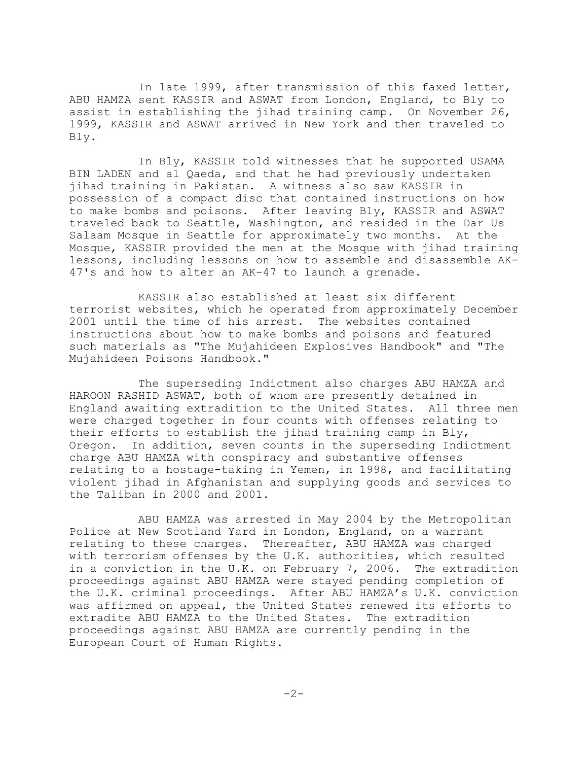In late 1999, after transmission of this faxed letter, ABU HAMZA sent KASSIR and ASWAT from London, England, to Bly to assist in establishing the jihad training camp. On November 26, 1999, KASSIR and ASWAT arrived in New York and then traveled to Bly.

In Bly, KASSIR told witnesses that he supported USAMA BIN LADEN and al Qaeda, and that he had previously undertaken jihad training in Pakistan. A witness also saw KASSIR in possession of a compact disc that contained instructions on how to make bombs and poisons. After leaving Bly, KASSIR and ASWAT traveled back to Seattle, Washington, and resided in the Dar Us Salaam Mosque in Seattle for approximately two months. At the Mosque, KASSIR provided the men at the Mosque with jihad training lessons, including lessons on how to assemble and disassemble AK-47's and how to alter an AK-47 to launch a grenade.

KASSIR also established at least six different terrorist websites, which he operated from approximately December 2001 until the time of his arrest. The websites contained instructions about how to make bombs and poisons and featured such materials as "The Mujahideen Explosives Handbook" and "The Mujahideen Poisons Handbook."

The superseding Indictment also charges ABU HAMZA and HAROON RASHID ASWAT, both of whom are presently detained in England awaiting extradition to the United States. All three men were charged together in four counts with offenses relating to their efforts to establish the jihad training camp in Bly, Oregon. In addition, seven counts in the superseding Indictment charge ABU HAMZA with conspiracy and substantive offenses relating to a hostage-taking in Yemen, in 1998, and facilitating violent jihad in Afghanistan and supplying goods and services to the Taliban in 2000 and 2001.

ABU HAMZA was arrested in May 2004 by the Metropolitan Police at New Scotland Yard in London, England, on a warrant relating to these charges. Thereafter, ABU HAMZA was charged with terrorism offenses by the U.K. authorities, which resulted in a conviction in the U.K. on February 7, 2006. The extradition proceedings against ABU HAMZA were stayed pending completion of the U.K. criminal proceedings. After ABU HAMZA's U.K. conviction was affirmed on appeal, the United States renewed its efforts to extradite ABU HAMZA to the United States. The extradition proceedings against ABU HAMZA are currently pending in the European Court of Human Rights.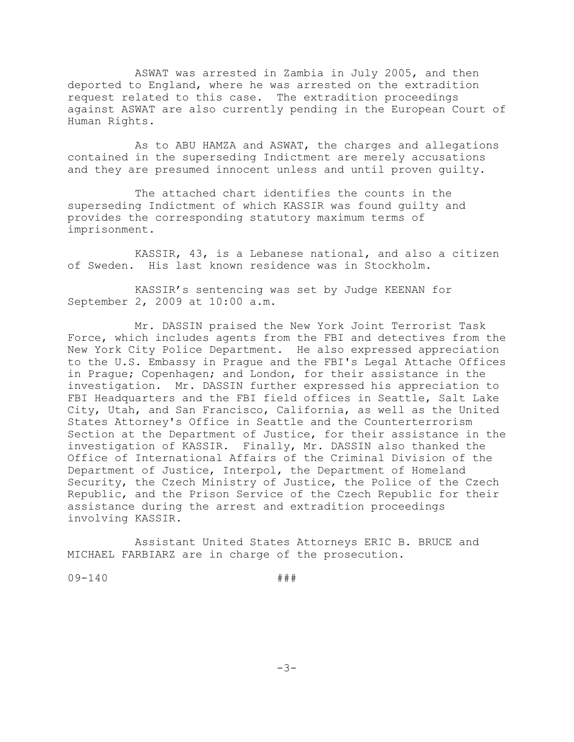ASWAT was arrested in Zambia in July 2005, and then deported to England, where he was arrested on the extradition request related to this case. The extradition proceedings against ASWAT are also currently pending in the European Court of Human Rights.

As to ABU HAMZA and ASWAT, the charges and allegations contained in the superseding Indictment are merely accusations and they are presumed innocent unless and until proven guilty.

The attached chart identifies the counts in the superseding Indictment of which KASSIR was found guilty and provides the corresponding statutory maximum terms of imprisonment.

KASSIR, 43, is a Lebanese national, and also a citizen of Sweden. His last known residence was in Stockholm.

KASSIR's sentencing was set by Judge KEENAN for September 2, 2009 at 10:00 a.m.

Mr. DASSIN praised the New York Joint Terrorist Task Force, which includes agents from the FBI and detectives from the New York City Police Department. He also expressed appreciation to the U.S. Embassy in Prague and the FBI's Legal Attache Offices in Prague; Copenhagen; and London, for their assistance in the investigation. Mr. DASSIN further expressed his appreciation to FBI Headquarters and the FBI field offices in Seattle, Salt Lake City, Utah, and San Francisco, California, as well as the United States Attorney's Office in Seattle and the Counterterrorism Section at the Department of Justice, for their assistance in the investigation of KASSIR. Finally, Mr. DASSIN also thanked the Office of International Affairs of the Criminal Division of the Department of Justice, Interpol, the Department of Homeland Security, the Czech Ministry of Justice, the Police of the Czech Republic, and the Prison Service of the Czech Republic for their assistance during the arrest and extradition proceedings involving KASSIR.

Assistant United States Attorneys ERIC B. BRUCE and MICHAEL FARBIARZ are in charge of the prosecution.

09-140 ###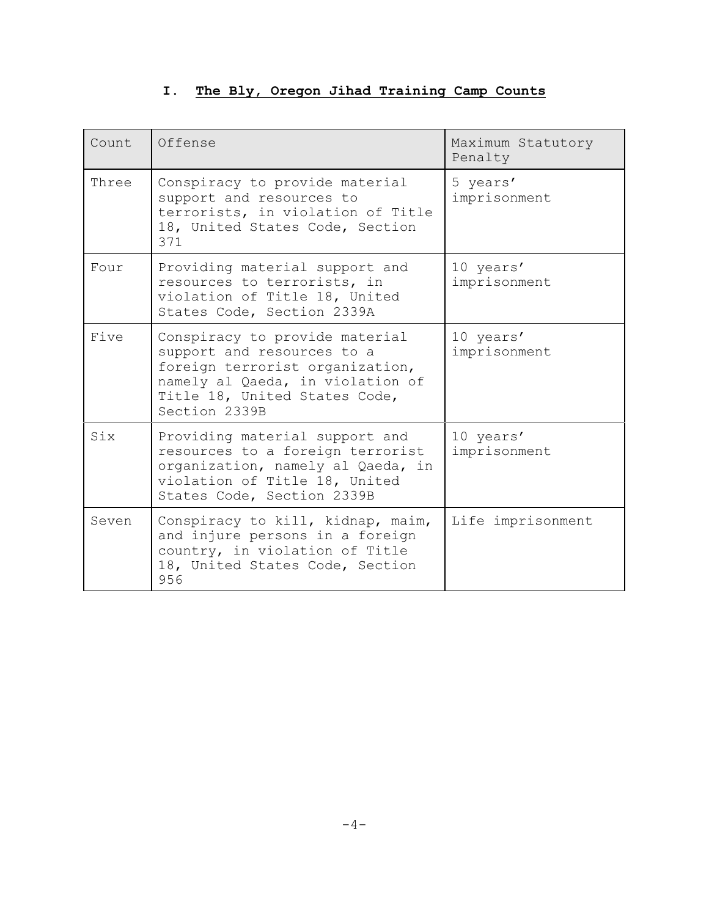## I. The Bly, Oregon Jihad Training Camp Counts

| Count | Offense | Maximum Statutory Penalty |
|---|---|---|
| Three | Conspiracy to provide material support and resources to terrorists, in violation of Title 18, United States Code, Section 371 | 5 years' imprisonment |
| Four | Providing material support and resources to terrorists, in violation of Title 18, United States Code, Section 2339A | 10 years' imprisonment |
| Five | Conspiracy to provide material support and resources to a foreign terrorist organization, namely al Qaeda, in violation of Title 18, United States Code, Section 2339B | 10 years' imprisonment |
| Six | Providing material support and resources to a foreign terrorist organization, namely al Qaeda, in violation of Title 18, United States Code, Section 2339B | 10 years' imprisonment |
| Seven | Conspiracy to kill, kidnap, maim, and injure persons in a foreign country, in violation of Title 18, United States Code, Section 956 | Life imprisonment |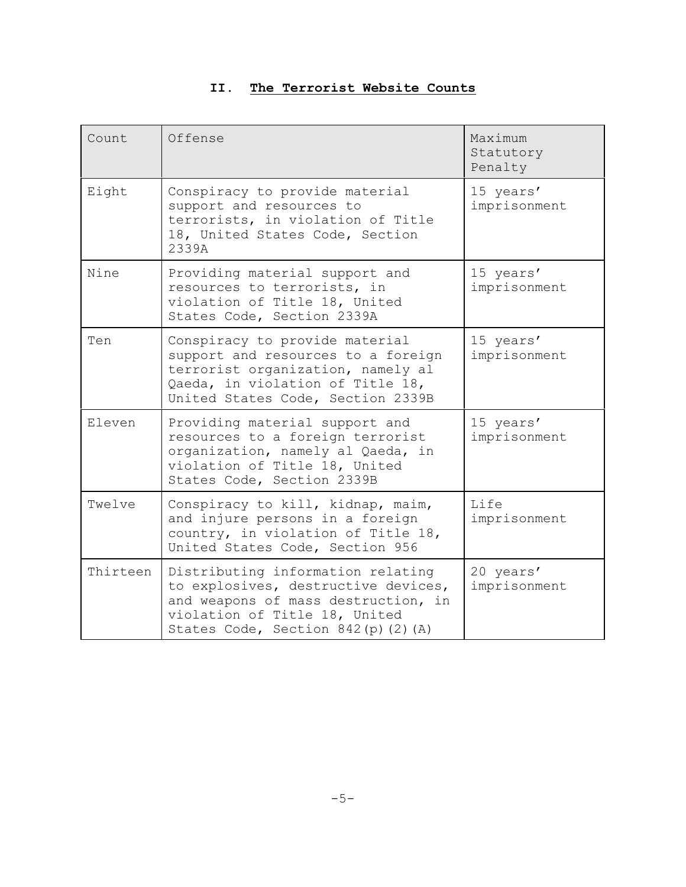## II. **The Terrorist Website Counts**

| Count | Offense | Maximum Statutory Penalty |
| --- | --- | --- |
| Eight | Conspiracy to provide material support and resources to terrorists, in violation of Title 18, United States Code, Section 2339A | 15 years' imprisonment |
| Nine | Providing material support and resources to terrorists, in violation of Title 18, United States Code, Section 2339A | 15 years' imprisonment |
| Ten | Conspiracy to provide material support and resources to a foreign terrorist organization, namely al Qaeda, in violation of Title 18, United States Code, Section 2339B | 15 years' imprisonment |
| Eleven | Providing material support and resources to a foreign terrorist organization, namely al Qaeda, in violation of Title 18, United States Code, Section 2339B | 15 years' imprisonment |
| Twelve | Conspiracy to kill, kidnap, maim, and injure persons in a foreign country, in violation of Title 18, United States Code, Section 956 | Life imprisonment |
| Thirteen | Distributing information relating to explosives, destructive devices, and weapons of mass destruction, in violation of Title 18, United States Code, Section 842(p)(2)(A) | 20 years' imprisonment |